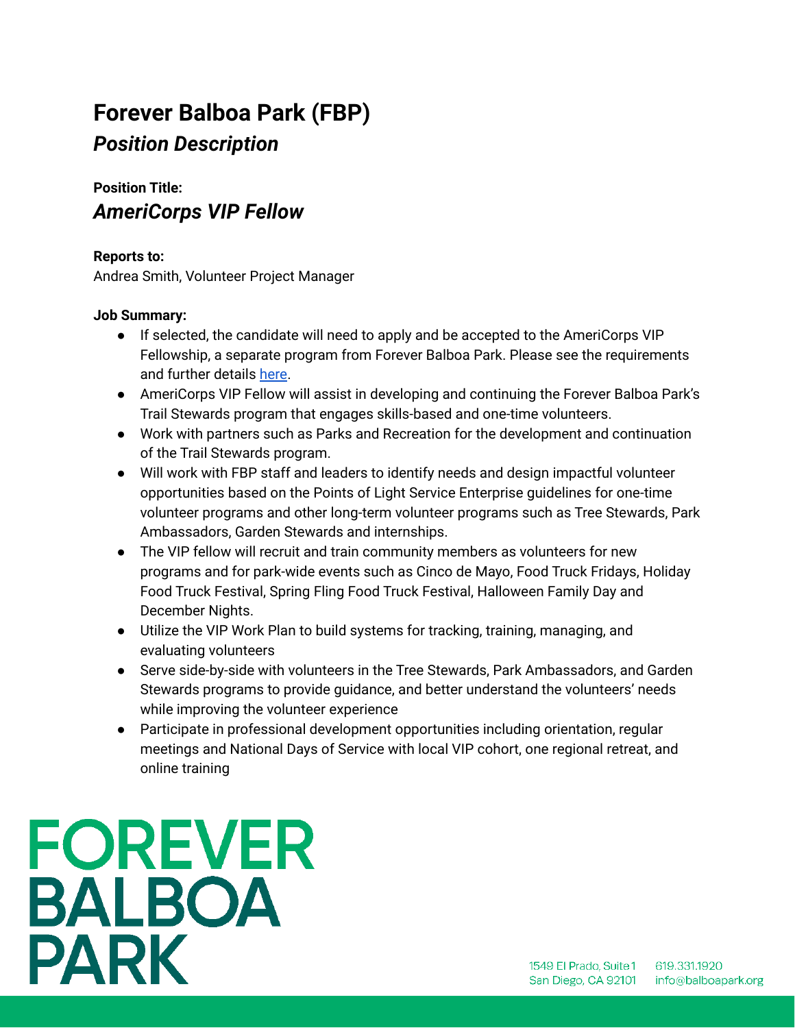# Forever Balboa Park (FBP)

## *Position Description*

**Position Title:**

### *AmeriCorps VIP Fellow*

**Reports to:**
Andrea Smith, Volunteer Project Manager

**Job Summary:**

- If selected, the candidate will need to apply and be accepted to the AmeriCorps VIP Fellowship, a separate program from Forever Balboa Park. Please see the requirements and further details here.
- AmeriCorps VIP Fellow will assist in developing and continuing the Forever Balboa Park's Trail Stewards program that engages skills-based and one-time volunteers.
- Work with partners such as Parks and Recreation for the development and continuation of the Trail Stewards program.
- Will work with FBP staff and leaders to identify needs and design impactful volunteer opportunities based on the Points of Light Service Enterprise guidelines for one-time volunteer programs and other long-term volunteer programs such as Tree Stewards, Park Ambassadors, Garden Stewards and internships.
- The VIP fellow will recruit and train community members as volunteers for new programs and for park-wide events such as Cinco de Mayo, Food Truck Fridays, Holiday Food Truck Festival, Spring Fling Food Truck Festival, Halloween Family Day and December Nights.
- Utilize the VIP Work Plan to build systems for tracking, training, managing, and evaluating volunteers
- Serve side-by-side with volunteers in the Tree Stewards, Park Ambassadors, and Garden Stewards programs to provide guidance, and better understand the volunteers' needs while improving the volunteer experience
- Participate in professional development opportunities including orientation, regular meetings and National Days of Service with local VIP cohort, one regional retreat, and online training

FOREVER BALBOA PARK

1549 El Prado, Suite 1
San Diego, CA 92101
619.331.1920
info@balboapark.org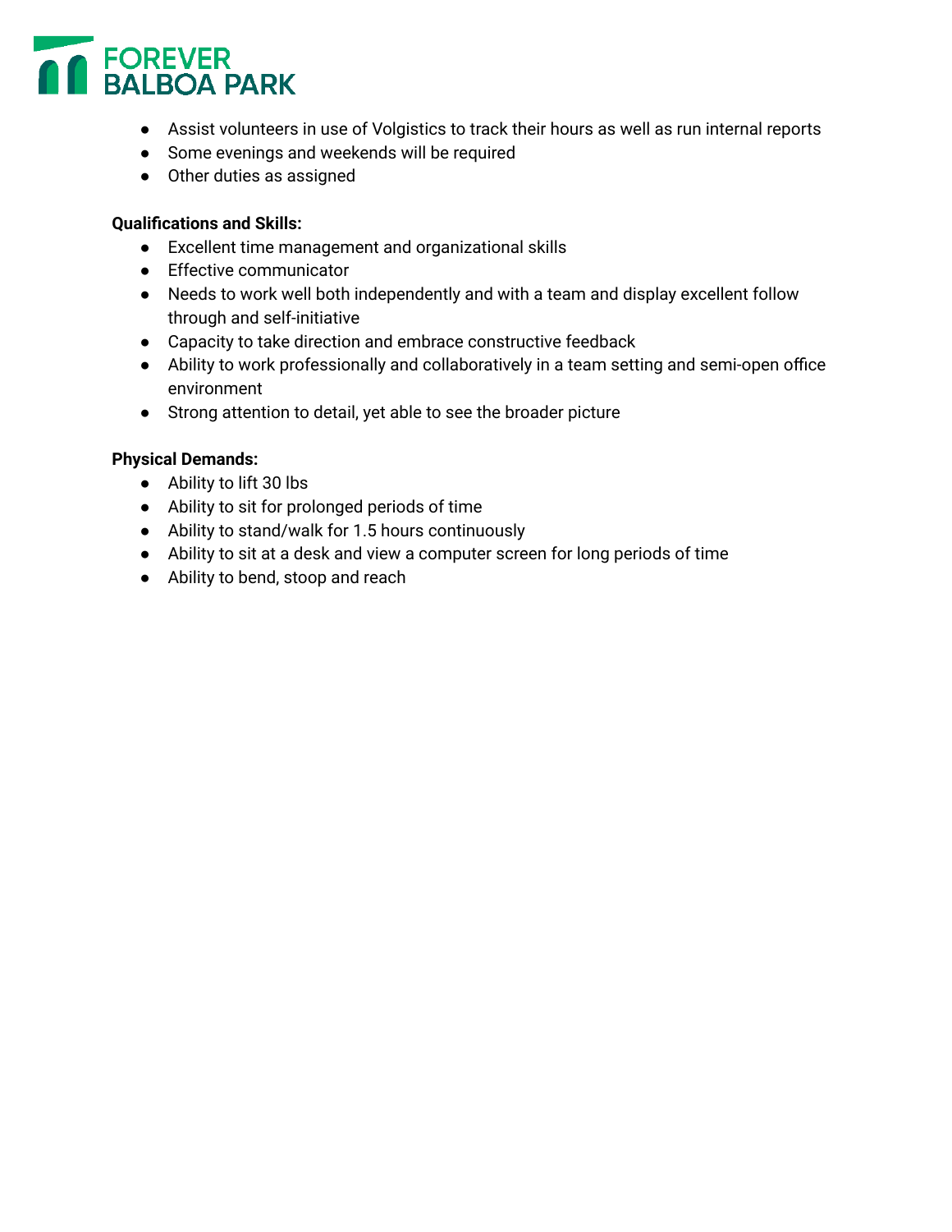- Assist volunteers in use of Volgistics to track their hours as well as run internal reports
- Some evenings and weekends will be required
- Other duties as assigned

**Qualifications and Skills:**

- Excellent time management and organizational skills
- Effective communicator
- Needs to work well both independently and with a team and display excellent follow through and self-initiative
- Capacity to take direction and embrace constructive feedback
- Ability to work professionally and collaboratively in a team setting and semi-open office environment
- Strong attention to detail, yet able to see the broader picture

**Physical Demands:**

- Ability to lift 30 lbs
- Ability to sit for prolonged periods of time
- Ability to stand/walk for 1.5 hours continuously
- Ability to sit at a desk and view a computer screen for long periods of time
- Ability to bend, stoop and reach